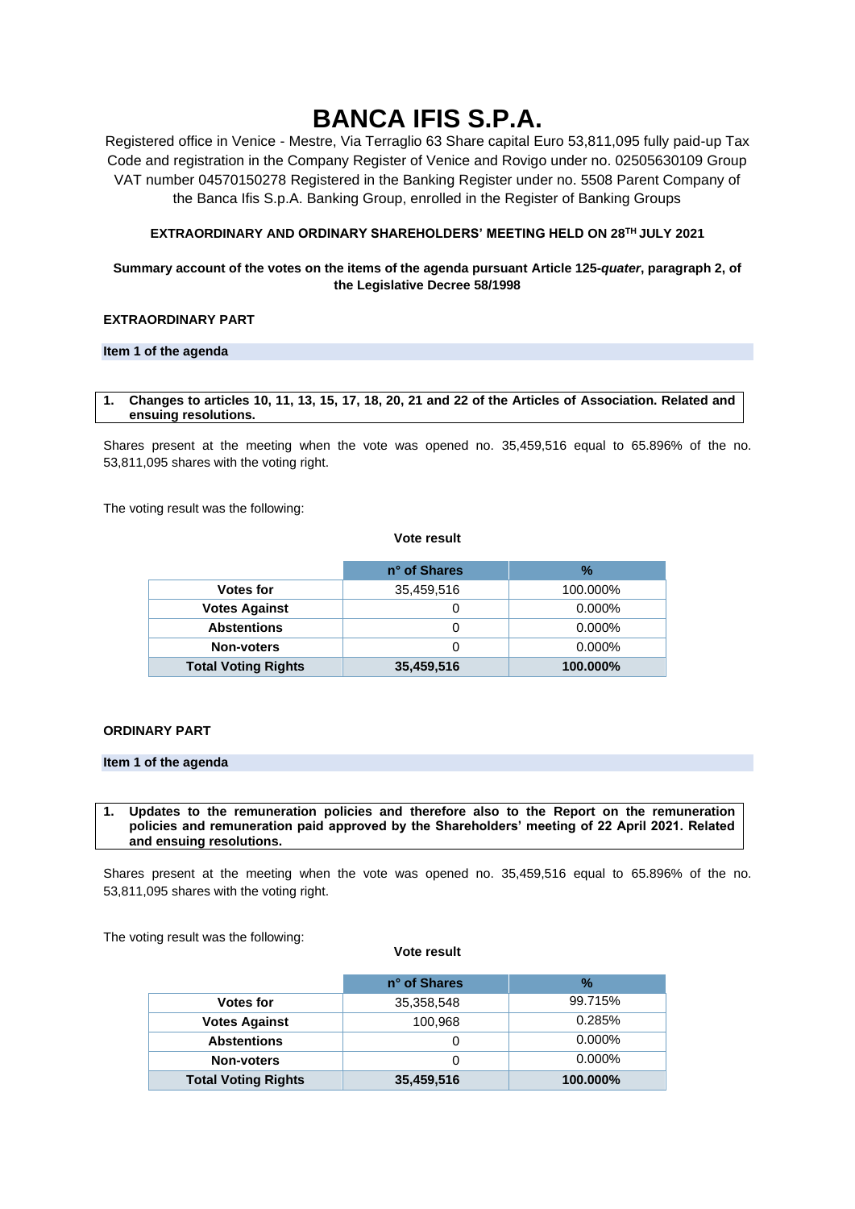# BANCA IFIS S.P.A.

Registered office in Venice - Mestre, Via Terraglio 63 Share capital Euro 53,811,095 fully paid-up Tax Code and registration in the Company Register of Venice and Rovigo under no. 02505630109 Group VAT number 04570150278 Registered in the Banking Register under no. 5508 Parent Company of the Banca Ifis S.p.A. Banking Group, enrolled in the Register of Banking Groups

**EXTRAORDINARY AND ORDINARY SHAREHOLDERS' MEETING HELD ON 28TH JULY 2021**

**Summary account of the votes on the items of the agenda pursuant Article 125-*quater*, paragraph 2, of the Legislative Decree 58/1998**

**EXTRAORDINARY PART**

**Item 1 of the agenda**

**1. Changes to articles 10, 11, 13, 15, 17, 18, 20, 21 and 22 of the Articles of Association. Related and ensuing resolutions.**

Shares present at the meeting when the vote was opened no. 35,459,516 equal to 65.896% of the no. 53,811,095 shares with the voting right.

The voting result was the following:

**Vote result**

| | n° of Shares | % |
|---|---|---|
| **Votes for** | 35,459,516 | 100.000% |
| **Votes Against** | 0 | 0.000% |
| **Abstentions** | 0 | 0.000% |
| **Non-voters** | 0 | 0.000% |
| **Total Voting Rights** | **35,459,516** | **100.000%** |

**ORDINARY PART**

**Item 1 of the agenda**

**1. Updates to the remuneration policies and therefore also to the Report on the remuneration policies and remuneration paid approved by the Shareholders' meeting of 22 April 2021. Related and ensuing resolutions.**

Shares present at the meeting when the vote was opened no. 35,459,516 equal to 65.896% of the no. 53,811,095 shares with the voting right.

The voting result was the following:

**Vote result**

| | n° of Shares | % |
|---|---|---|
| **Votes for** | 35,358,548 | 99.715% |
| **Votes Against** | 100,968 | 0.285% |
| **Abstentions** | 0 | 0.000% |
| **Non-voters** | 0 | 0.000% |
| **Total Voting Rights** | **35,459,516** | **100.000%** |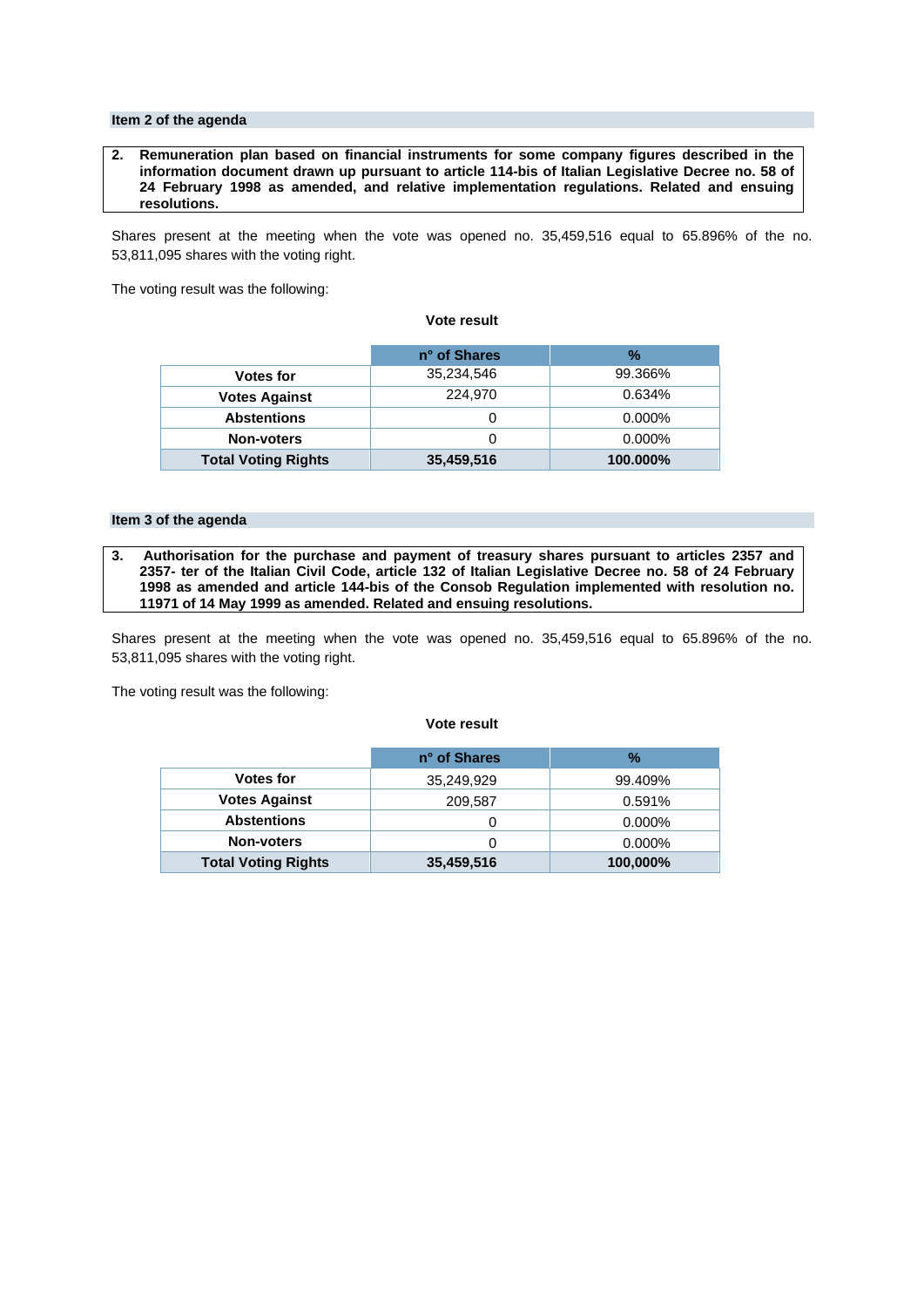## Item 2 of the agenda

**2. Remuneration plan based on financial instruments for some company figures described in the information document drawn up pursuant to article 114-bis of Italian Legislative Decree no. 58 of 24 February 1998 as amended, and relative implementation regulations. Related and ensuing resolutions.**

Shares present at the meeting when the vote was opened no. 35,459,516 equal to 65.896% of the no. 53,811,095 shares with the voting right.

The voting result was the following:

**Vote result**

| | n° of Shares | % |
|---|---|---|
| **Votes for** | 35,234,546 | 99.366% |
| **Votes Against** | 224,970 | 0.634% |
| **Abstentions** | 0 | 0.000% |
| **Non-voters** | 0 | 0.000% |
| **Total Voting Rights** | **35,459,516** | **100.000%** |

## Item 3 of the agenda

**3. Authorisation for the purchase and payment of treasury shares pursuant to articles 2357 and 2357- ter of the Italian Civil Code, article 132 of Italian Legislative Decree no. 58 of 24 February 1998 as amended and article 144-bis of the Consob Regulation implemented with resolution no. 11971 of 14 May 1999 as amended. Related and ensuing resolutions.**

Shares present at the meeting when the vote was opened no. 35,459,516 equal to 65.896% of the no. 53,811,095 shares with the voting right.

The voting result was the following:

**Vote result**

| | n° of Shares | % |
|---|---|---|
| **Votes for** | 35,249,929 | 99.409% |
| **Votes Against** | 209,587 | 0.591% |
| **Abstentions** | 0 | 0.000% |
| **Non-voters** | 0 | 0.000% |
| **Total Voting Rights** | **35,459,516** | **100,000%** |